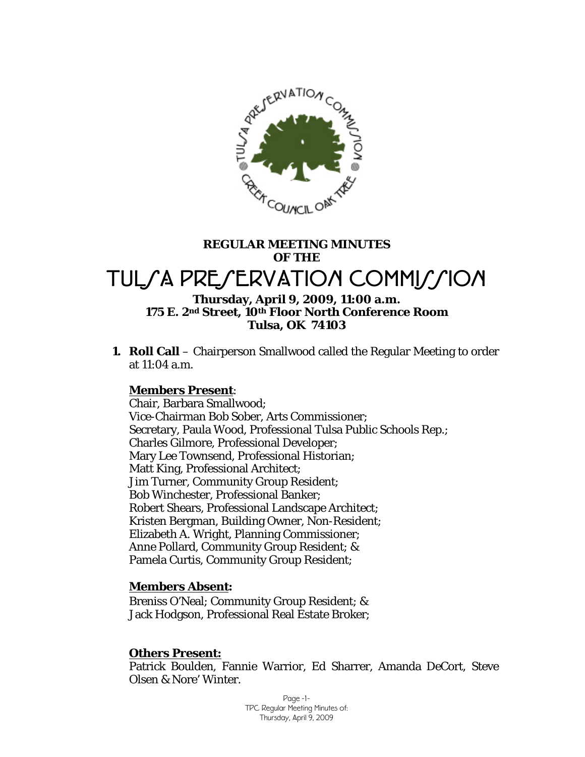**REGULAR MEETING MINUTES OF THE**

# TULSA PRESERVATION COMMISSION

**Thursday, April 9, 2009, 11:00 a.m.**
**175 E. 2nd Street, 10th Floor North Conference Room**
**Tulsa, OK 74103**

1. **Roll Call** – Chairperson Smallwood called the Regular Meeting to order at 11:04 a.m.

   **Members Present**:
   Chair, Barbara Smallwood;
   Vice-Chairman Bob Sober, Arts Commissioner;
   Secretary, Paula Wood, Professional Tulsa Public Schools Rep.;
   Charles Gilmore, Professional Developer;
   Mary Lee Townsend, Professional Historian;
   Matt King, Professional Architect;
   Jim Turner, Community Group Resident;
   Bob Winchester, Professional Banker;
   Robert Shears, Professional Landscape Architect;
   Kristen Bergman, Building Owner, Non-Resident;
   Elizabeth A. Wright, Planning Commissioner;
   Anne Pollard, Community Group Resident; &
   Pamela Curtis, Community Group Resident;

   **Members Absent:**
   Breniss O'Neal; Community Group Resident; &
   Jack Hodgson, Professional Real Estate Broker;

   **Others Present:**
   Patrick Boulden, Fannie Warrior, Ed Sharrer, Amanda DeCort, Steve Olsen & Nore' Winter.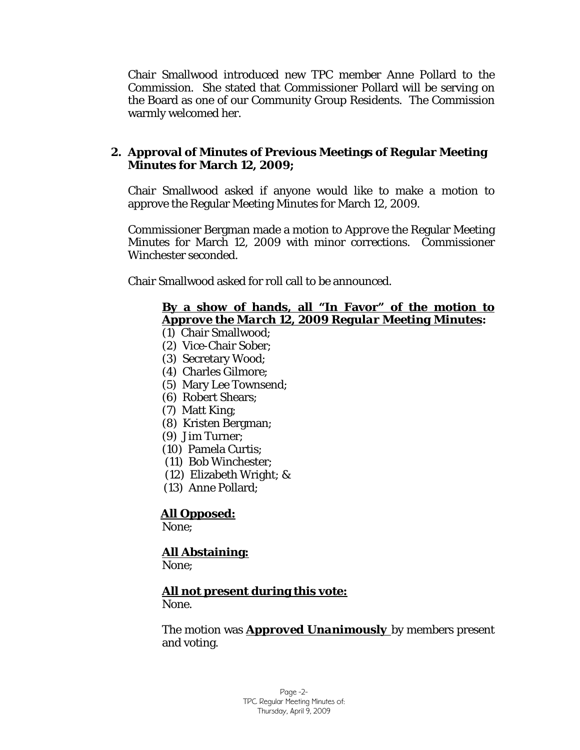Chair Smallwood introduced new TPC member Anne Pollard to the Commission. She stated that Commissioner Pollard will be serving on the Board as one of our Community Group Residents. The Commission warmly welcomed her.

**2. Approval of Minutes of Previous Meetings of Regular Meeting Minutes for March 12, 2009;**

Chair Smallwood asked if anyone would like to make a motion to approve the Regular Meeting Minutes for March 12, 2009.

Commissioner Bergman made a motion to Approve the Regular Meeting Minutes for March 12, 2009 with minor corrections. Commissioner Winchester seconded.

Chair Smallwood asked for roll call to be announced.

**By a show of hands, all "In Favor" of the motion to *Approve the March 12, 2009 Regular Meeting Minutes*:**

(1) Chair Smallwood;
(2) Vice-Chair Sober;
(3) Secretary Wood;
(4) Charles Gilmore;
(5) Mary Lee Townsend;
(6) Robert Shears;
(7) Matt King;
(8) Kristen Bergman;
(9) Jim Turner;
(10) Pamela Curtis;
(11) Bob Winchester;
(12) Elizabeth Wright; &
(13) Anne Pollard;

**All Opposed:**
None;

**All Abstaining:**
None;

**All not present during this vote:**
None.

The motion was ***Approved Unanimously*** by members present and voting.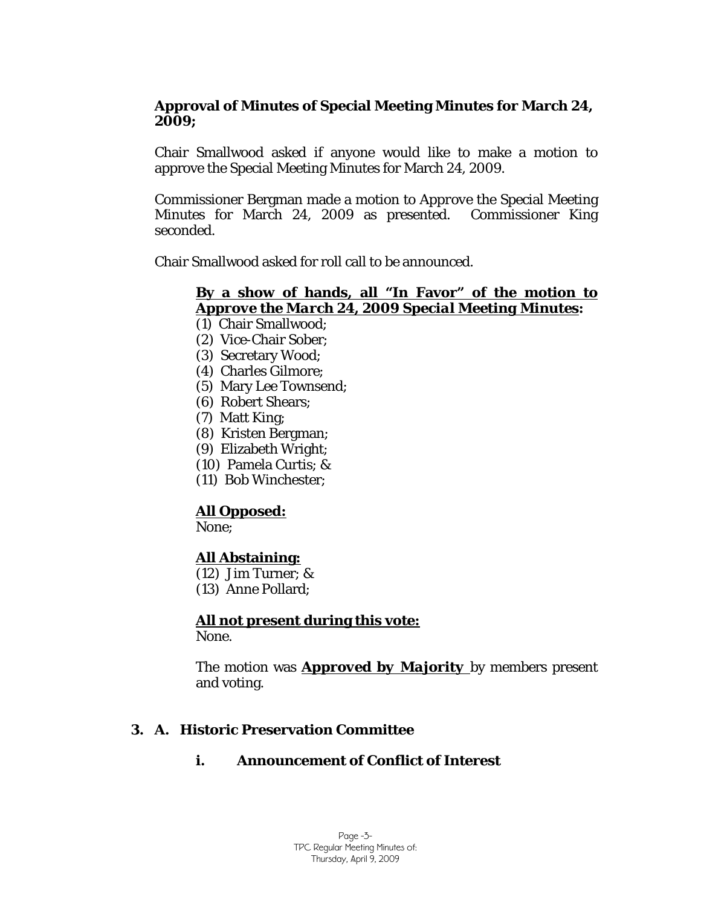**Approval of Minutes of Special Meeting Minutes for March 24, 2009;**

Chair Smallwood asked if anyone would like to make a motion to approve the Special Meeting Minutes for March 24, 2009.

Commissioner Bergman made a motion to Approve the Special Meeting Minutes for March 24, 2009 as presented. Commissioner King seconded.

Chair Smallwood asked for roll call to be announced.

**By a show of hands, all "In Favor" of the motion to *Approve the March 24, 2009 Special Meeting Minutes*:**

(1) Chair Smallwood;
(2) Vice-Chair Sober;
(3) Secretary Wood;
(4) Charles Gilmore;
(5) Mary Lee Townsend;
(6) Robert Shears;
(7) Matt King;
(8) Kristen Bergman;
(9) Elizabeth Wright;
(10) Pamela Curtis; &
(11) Bob Winchester;

**All Opposed:**
None;

**All Abstaining:**
(12) Jim Turner; &
(13) Anne Pollard;

**All not present during this vote:**
None.

The motion was **Approved by Majority** by members present and voting.

**3. A. Historic Preservation Committee**

**i. Announcement of Conflict of Interest**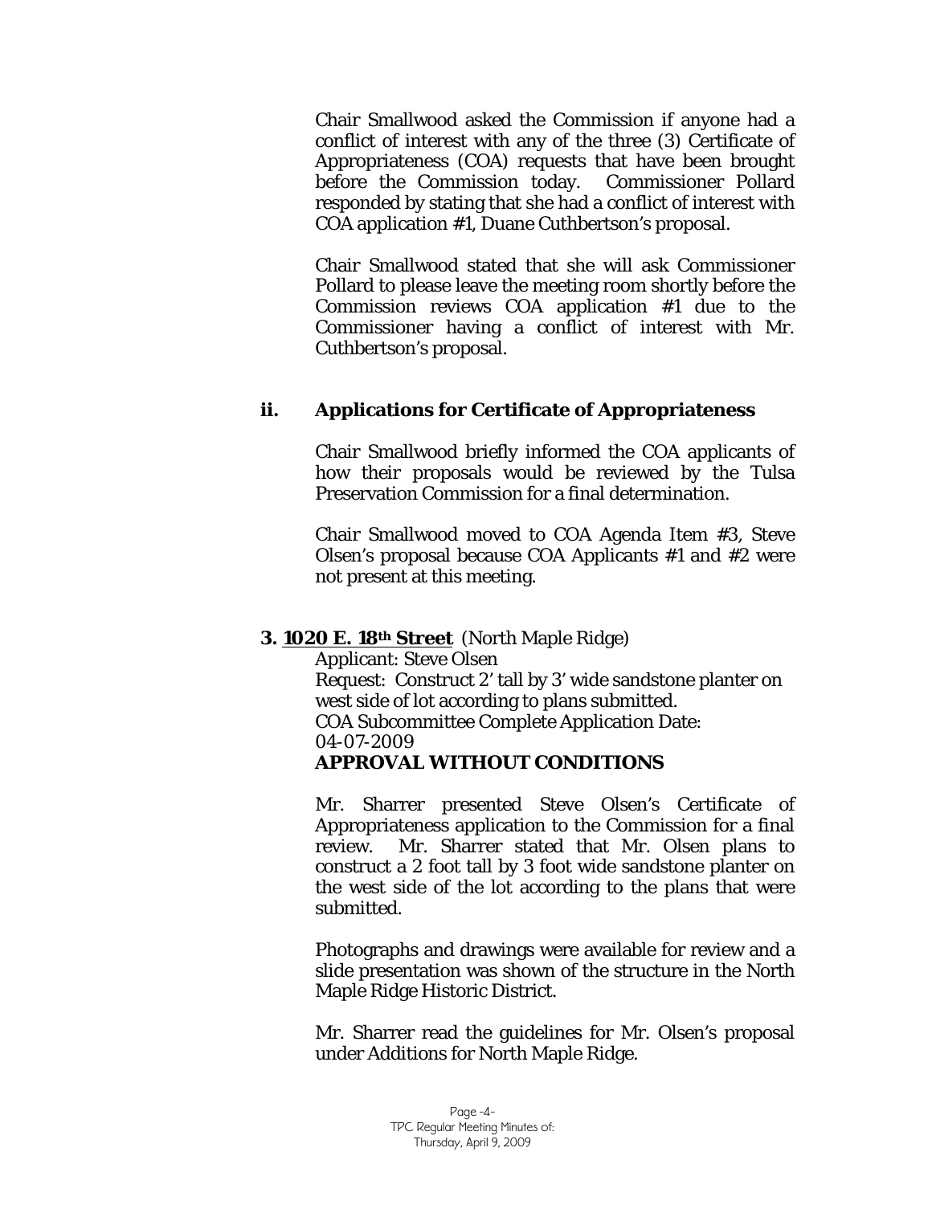Chair Smallwood asked the Commission if anyone had a conflict of interest with any of the three (3) Certificate of Appropriateness (COA) requests that have been brought before the Commission today. Commissioner Pollard responded by stating that she had a conflict of interest with COA application #1, Duane Cuthbertson's proposal.

Chair Smallwood stated that she will ask Commissioner Pollard to please leave the meeting room shortly before the Commission reviews COA application #1 due to the Commissioner having a conflict of interest with Mr. Cuthbertson's proposal.

### ii. Applications for Certificate of Appropriateness

Chair Smallwood briefly informed the COA applicants of how their proposals would be reviewed by the Tulsa Preservation Commission for a final determination.

Chair Smallwood moved to COA Agenda Item #3, Steve Olsen's proposal because COA Applicants #1 and #2 were not present at this meeting.

**3. 1020 E. 18th Street** (North Maple Ridge)
Applicant: Steve Olsen
Request: Construct 2' tall by 3' wide sandstone planter on west side of lot according to plans submitted.
COA Subcommittee Complete Application Date: 04-07-2009
**APPROVAL WITHOUT CONDITIONS**

Mr. Sharrer presented Steve Olsen's Certificate of Appropriateness application to the Commission for a final review. Mr. Sharrer stated that Mr. Olsen plans to construct a 2 foot tall by 3 foot wide sandstone planter on the west side of the lot according to the plans that were submitted.

Photographs and drawings were available for review and a slide presentation was shown of the structure in the North Maple Ridge Historic District.

Mr. Sharrer read the guidelines for Mr. Olsen's proposal under Additions for North Maple Ridge.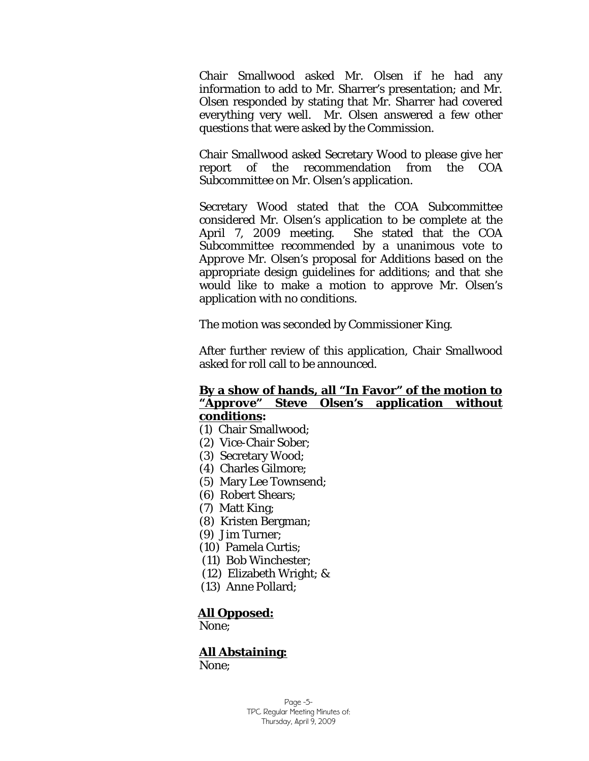Chair Smallwood asked Mr. Olsen if he had any information to add to Mr. Sharrer's presentation; and Mr. Olsen responded by stating that Mr. Sharrer had covered everything very well. Mr. Olsen answered a few other questions that were asked by the Commission.

Chair Smallwood asked Secretary Wood to please give her report of the recommendation from the COA Subcommittee on Mr. Olsen's application.

Secretary Wood stated that the COA Subcommittee considered Mr. Olsen's application to be complete at the April 7, 2009 meeting. She stated that the COA Subcommittee recommended by a unanimous vote to *Approve* Mr. Olsen's proposal for Additions based on the appropriate design guidelines for additions; and that she would like to make a motion to approve Mr. Olsen's application with no conditions.

The motion was seconded by Commissioner King.

After further review of this application, Chair Smallwood asked for roll call to be announced.

**By a show of hands, all "In Favor" of the motion to "Approve" Steve Olsen's application without conditions:**

(1) Chair Smallwood;
(2) Vice-Chair Sober;
(3) Secretary Wood;
(4) Charles Gilmore;
(5) Mary Lee Townsend;
(6) Robert Shears;
(7) Matt King;
(8) Kristen Bergman;
(9) Jim Turner;
(10) Pamela Curtis;
(11) Bob Winchester;
(12) Elizabeth Wright; &
(13) Anne Pollard;

**All Opposed:**
None;

**All Abstaining:**
None;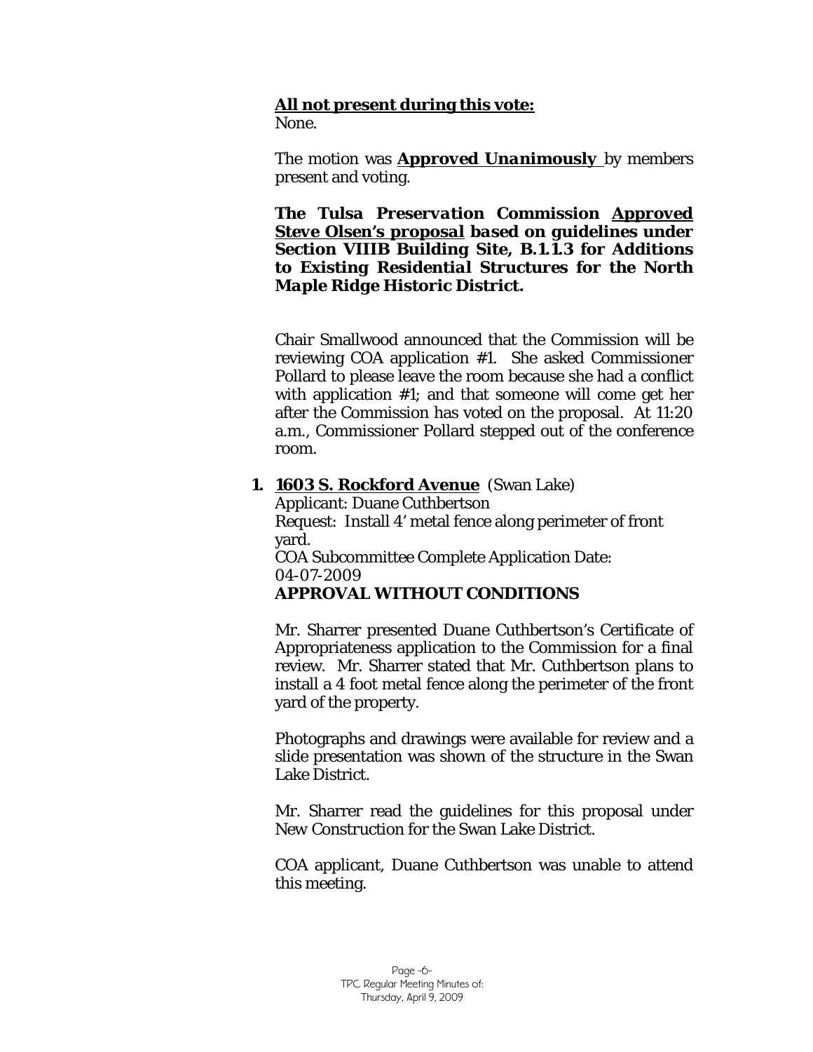**All not present during this vote:**
None.

The motion was ***Approved Unanimously*** by members present and voting.

***The Tulsa Preservation Commission Approved Steve Olsen's proposal based on guidelines under Section VIIIB Building Site, B.1.1.3 for Additions to Existing Residential Structures for the North Maple Ridge Historic District.***

Chair Smallwood announced that the Commission will be reviewing COA application #1. She asked Commissioner Pollard to please leave the room because she had a conflict with application #1; and that someone will come get her after the Commission has voted on the proposal. At 11:20 a.m., Commissioner Pollard stepped out of the conference room.

**1. 1603 S. Rockford Avenue** (Swan Lake)
Applicant: Duane Cuthbertson
Request: Install 4' metal fence along perimeter of front yard.
COA Subcommittee Complete Application Date: 04-07-2009
**APPROVAL WITHOUT CONDITIONS**

Mr. Sharrer presented Duane Cuthbertson's Certificate of Appropriateness application to the Commission for a final review. Mr. Sharrer stated that Mr. Cuthbertson plans to install a 4 foot metal fence along the perimeter of the front yard of the property.

Photographs and drawings were available for review and a slide presentation was shown of the structure in the Swan Lake District.

Mr. Sharrer read the guidelines for this proposal under New Construction for the Swan Lake District.

COA applicant, Duane Cuthbertson was unable to attend this meeting.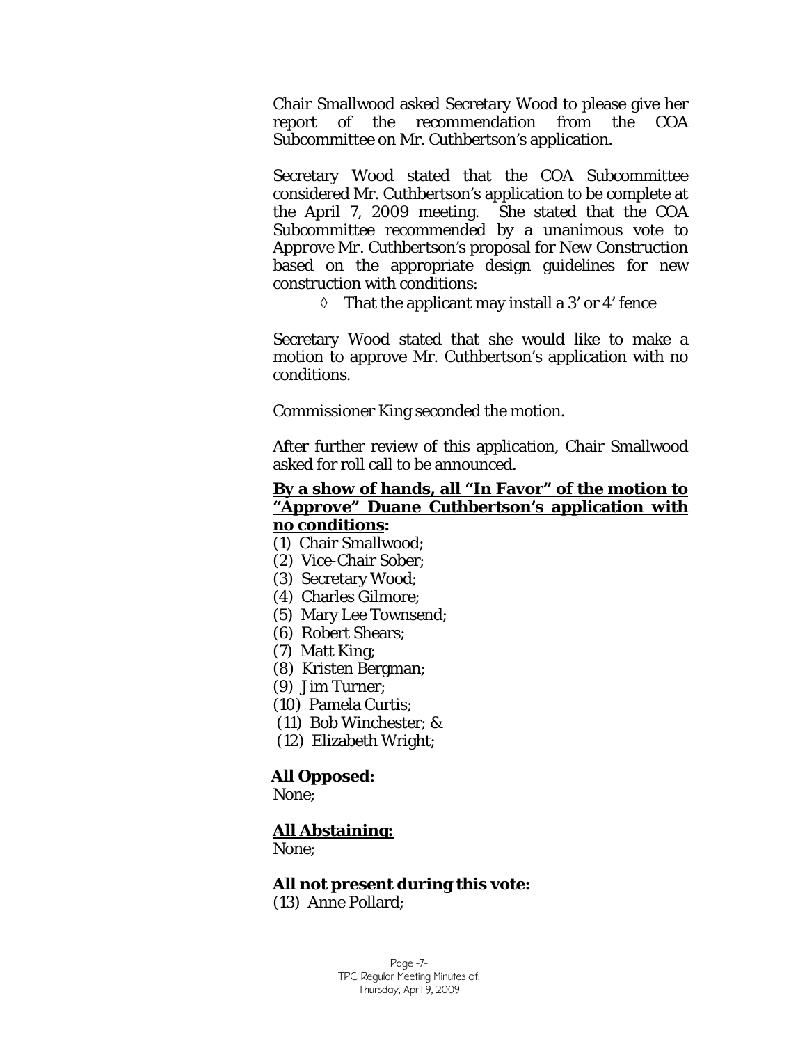Chair Smallwood asked Secretary Wood to please give her report of the recommendation from the COA Subcommittee on Mr. Cuthbertson's application.

Secretary Wood stated that the COA Subcommittee considered Mr. Cuthbertson's application to be complete at the April 7, 2009 meeting. She stated that the COA Subcommittee recommended by a unanimous vote to Approve Mr. Cuthbertson's proposal for New Construction based on the appropriate design guidelines for new construction with conditions:

- ◊ That the applicant may install a 3' or 4' fence

Secretary Wood stated that she would like to make a motion to approve Mr. Cuthbertson's application with no conditions.

Commissioner King seconded the motion.

After further review of this application, Chair Smallwood asked for roll call to be announced.

**By a show of hands, all "In Favor" of the motion to "Approve" Duane Cuthbertson's application with no conditions:**

(1) Chair Smallwood;
(2) Vice-Chair Sober;
(3) Secretary Wood;
(4) Charles Gilmore;
(5) Mary Lee Townsend;
(6) Robert Shears;
(7) Matt King;
(8) Kristen Bergman;
(9) Jim Turner;
(10) Pamela Curtis;
(11) Bob Winchester; &
(12) Elizabeth Wright;

**All Opposed:**
None;

**All Abstaining:**
None;

**All not present during this vote:**
(13) Anne Pollard;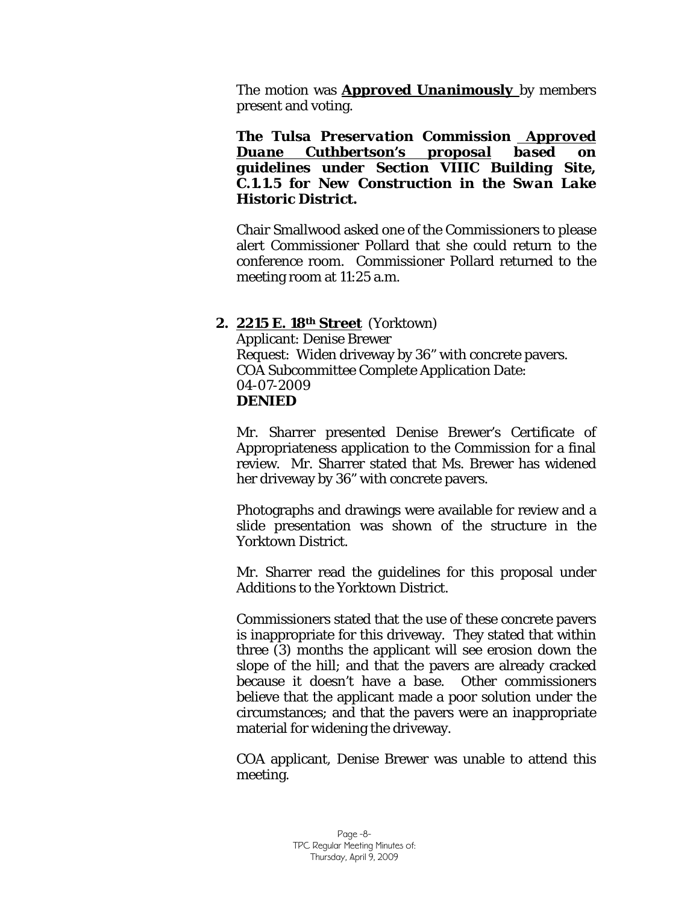The motion was ***Approved Unanimously*** by members present and voting.

***The Tulsa Preservation Commission <u>Approved Duane Cuthbertson's proposal</u> based on guidelines under Section VIIIC Building Site, C.1.1.5 for New Construction in the Swan Lake Historic District.***

Chair Smallwood asked one of the Commissioners to please alert Commissioner Pollard that she could return to the conference room. Commissioner Pollard returned to the meeting room at 11:25 a.m.

**2. <u>2215 E. 18th Street</u>** (Yorktown)
Applicant: Denise Brewer
Request: Widen driveway by 36" with concrete pavers.
COA Subcommittee Complete Application Date: 04-07-2009
***DENIED***

Mr. Sharrer presented Denise Brewer's Certificate of Appropriateness application to the Commission for a final review. Mr. Sharrer stated that Ms. Brewer has widened her driveway by 36" with concrete pavers.

Photographs and drawings were available for review and a slide presentation was shown of the structure in the Yorktown District.

Mr. Sharrer read the guidelines for this proposal under Additions to the Yorktown District.

Commissioners stated that the use of these concrete pavers is inappropriate for this driveway. They stated that within three (3) months the applicant will see erosion down the slope of the hill; and that the pavers are already cracked because it doesn't have a base. Other commissioners believe that the applicant made a poor solution under the circumstances; and that the pavers were an inappropriate material for widening the driveway.

COA applicant, Denise Brewer was unable to attend this meeting.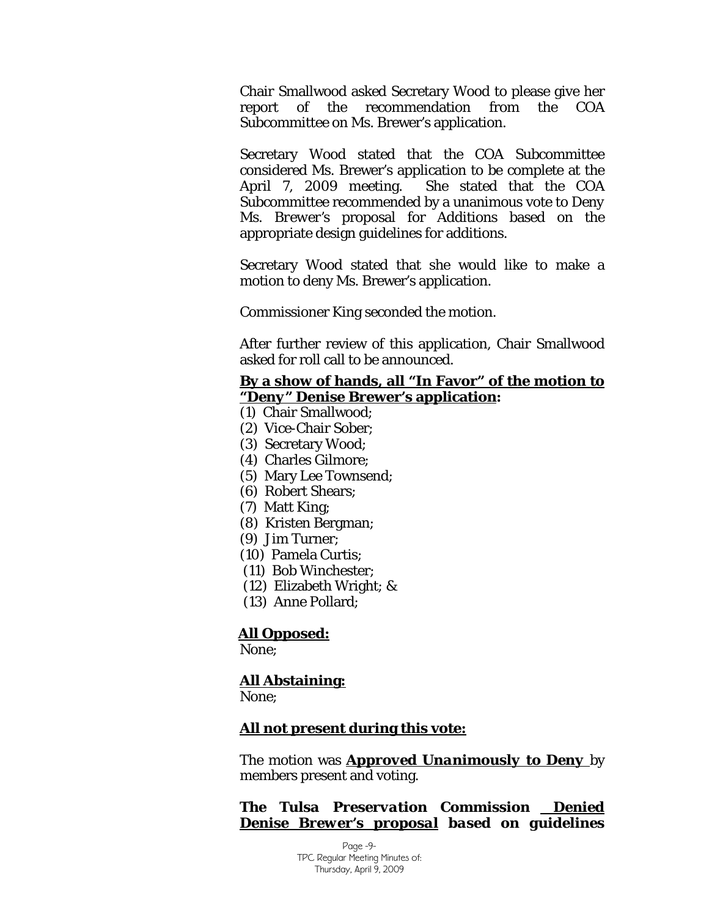Chair Smallwood asked Secretary Wood to please give her report of the recommendation from the COA Subcommittee on Ms. Brewer's application.

Secretary Wood stated that the COA Subcommittee considered Ms. Brewer's application to be complete at the April 7, 2009 meeting. She stated that the COA Subcommittee recommended by a unanimous vote to Deny Ms. Brewer's proposal for Additions based on the appropriate design guidelines for additions.

Secretary Wood stated that she would like to make a motion to deny Ms. Brewer's application.

Commissioner King seconded the motion.

After further review of this application, Chair Smallwood asked for roll call to be announced.

**By a show of hands, all "In Favor" of the motion to "Deny" Denise Brewer's application:**

(1) Chair Smallwood;
(2) Vice-Chair Sober;
(3) Secretary Wood;
(4) Charles Gilmore;
(5) Mary Lee Townsend;
(6) Robert Shears;
(7) Matt King;
(8) Kristen Bergman;
(9) Jim Turner;
(10) Pamela Curtis;
(11) Bob Winchester;
(12) Elizabeth Wright; &
(13) Anne Pollard;

**All Opposed:**
None;

**All Abstaining:**
None;

**All not present during this vote:**

The motion was ***Approved Unanimously to Deny*** by members present and voting.

***The Tulsa Preservation Commission Denied Denise Brewer's proposal based on guidelines***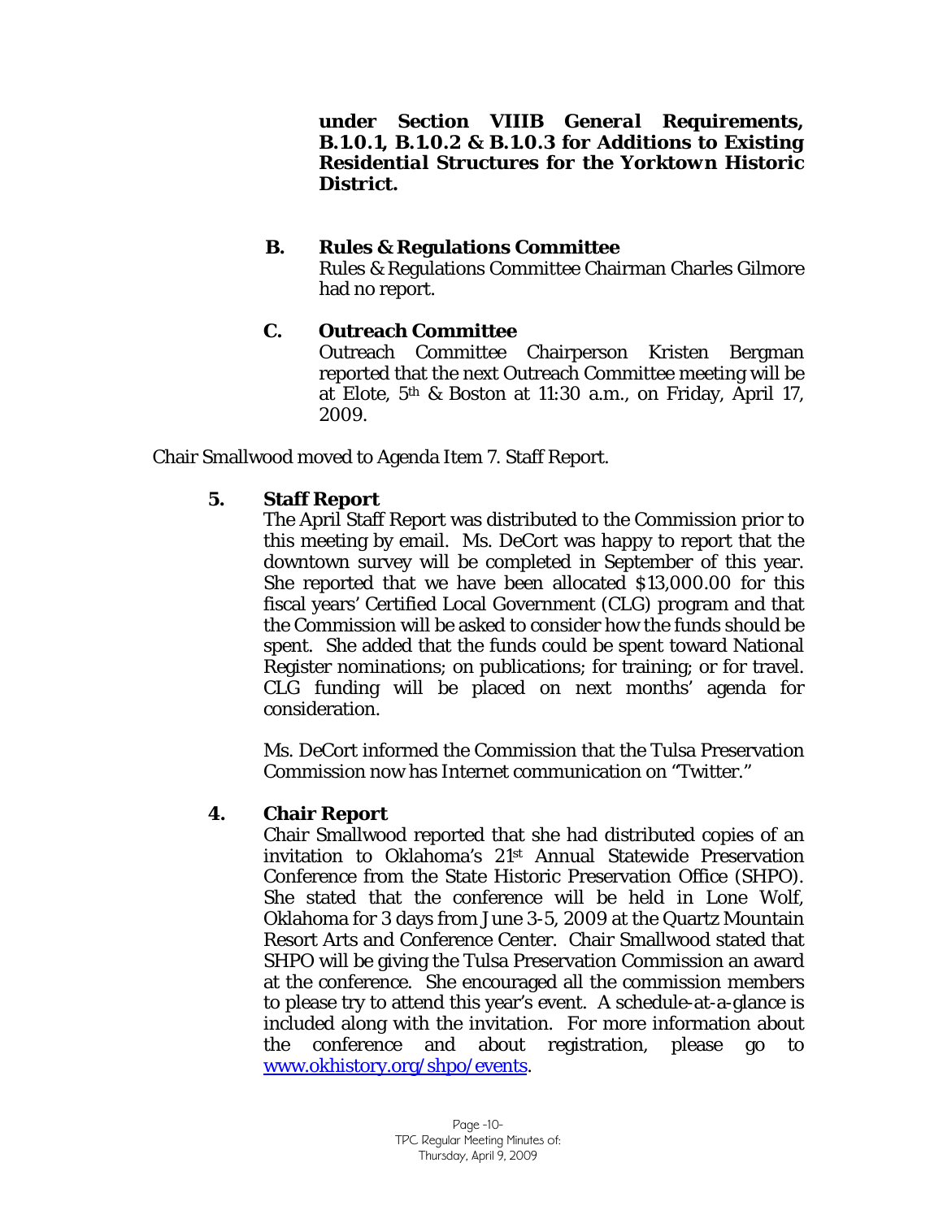**under Section VIIIB General Requirements, B.1.0.1, B.1.0.2 & B.1.0.3 for Additions to Existing Residential Structures for the Yorktown Historic District.**

**B. Rules & Regulations Committee**

Rules & Regulations Committee Chairman Charles Gilmore had no report.

**C. Outreach Committee**

Outreach Committee Chairperson Kristen Bergman reported that the next Outreach Committee meeting will be at Elote, 5th & Boston at 11:30 a.m., on Friday, April 17, 2009.

Chair Smallwood moved to Agenda Item 7. Staff Report.

**5. Staff Report**

The April Staff Report was distributed to the Commission prior to this meeting by email. Ms. DeCort was happy to report that the downtown survey will be completed in September of this year. She reported that we have been allocated $13,000.00 for this fiscal years' Certified Local Government (CLG) program and that the Commission will be asked to consider how the funds should be spent. She added that the funds could be spent toward National Register nominations; on publications; for training; or for travel. CLG funding will be placed on next months' agenda for consideration.

Ms. DeCort informed the Commission that the Tulsa Preservation Commission now has Internet communication on "Twitter."

**4. Chair Report**

Chair Smallwood reported that she had distributed copies of an invitation to Oklahoma's 21st Annual Statewide Preservation Conference from the State Historic Preservation Office (SHPO). She stated that the conference will be held in Lone Wolf, Oklahoma for 3 days from June 3-5, 2009 at the Quartz Mountain Resort Arts and Conference Center. Chair Smallwood stated that SHPO will be giving the Tulsa Preservation Commission an award at the conference. She encouraged all the commission members to please try to attend this year's event. A schedule-at-a-glance is included along with the invitation. For more information about the conference and about registration, please go to www.okhistory.org/shpo/events.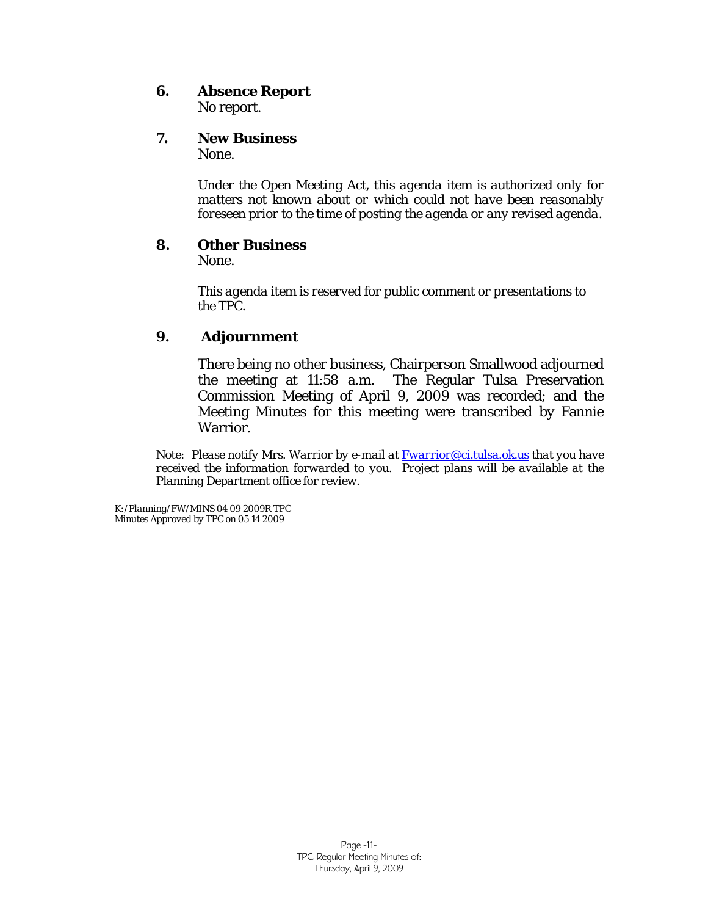## 6. Absence Report

No report.

## 7. New Business

None.

*Under the Open Meeting Act, this agenda item is authorized only for matters not known about or which could not have been reasonably foreseen prior to the time of posting the agenda or any revised agenda.*

## 8. Other Business

None.

*This agenda item is reserved for public comment or presentations to the TPC.*

## 9. Adjournment

There being no other business, Chairperson Smallwood adjourned the meeting at 11:58 a.m. The Regular Tulsa Preservation Commission Meeting of April 9, 2009 was recorded; and the Meeting Minutes for this meeting were transcribed by Fannie Warrior.

*Note: Please notify Mrs. Warrior by e-mail at [Fwarrior@ci.tulsa.ok.us](mailto:Fwarrior@ci.tulsa.ok.us) that you have received the information forwarded to you. Project plans will be available at the Planning Department office for review.*

*K:/Planning/FW/MINS 04 09 2009R TPC*
*Minutes Approved by TPC on 05 14 2009*